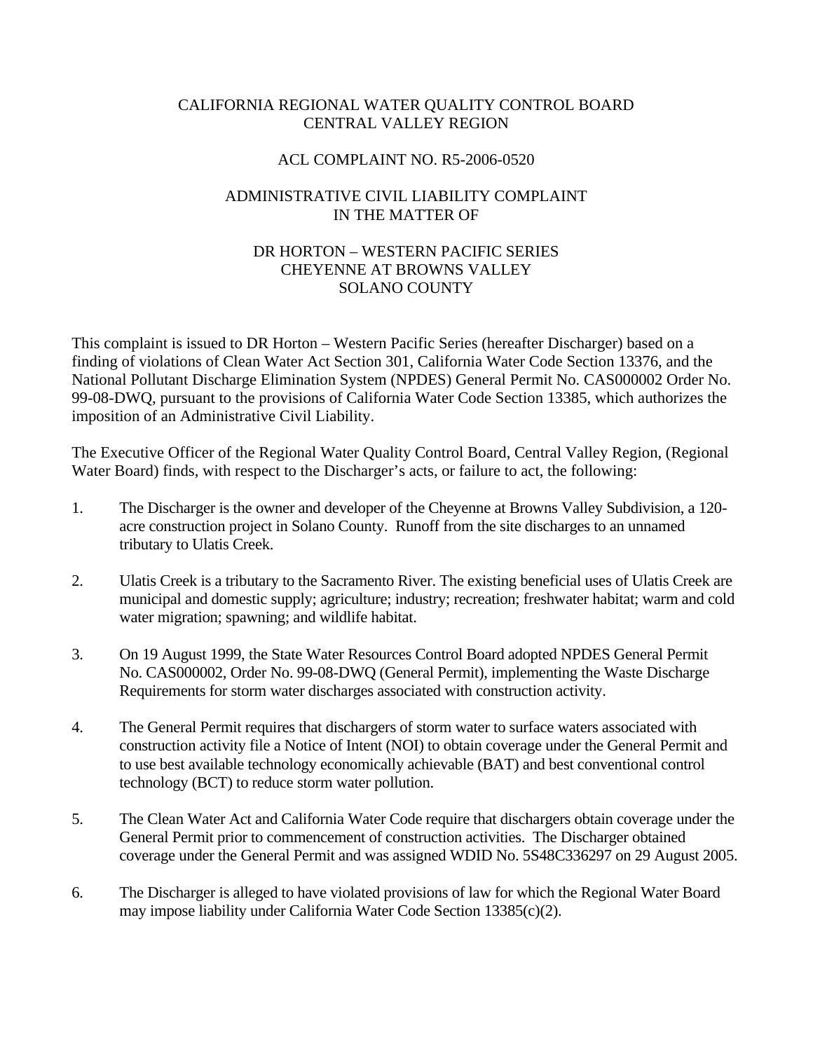CALIFORNIA REGIONAL WATER QUALITY CONTROL BOARD
CENTRAL VALLEY REGION

ACL COMPLAINT NO. R5-2006-0520

ADMINISTRATIVE CIVIL LIABILITY COMPLAINT
IN THE MATTER OF

DR HORTON – WESTERN PACIFIC SERIES
CHEYENNE AT BROWNS VALLEY
SOLANO COUNTY

This complaint is issued to DR Horton – Western Pacific Series (hereafter Discharger) based on a finding of violations of Clean Water Act Section 301, California Water Code Section 13376, and the National Pollutant Discharge Elimination System (NPDES) General Permit No. CAS000002 Order No. 99-08-DWQ, pursuant to the provisions of California Water Code Section 13385, which authorizes the imposition of an Administrative Civil Liability.

The Executive Officer of the Regional Water Quality Control Board, Central Valley Region, (Regional Water Board) finds, with respect to the Discharger's acts, or failure to act, the following:

1. The Discharger is the owner and developer of the Cheyenne at Browns Valley Subdivision, a 120-acre construction project in Solano County. Runoff from the site discharges to an unnamed tributary to Ulatis Creek.

2. Ulatis Creek is a tributary to the Sacramento River. The existing beneficial uses of Ulatis Creek are municipal and domestic supply; agriculture; industry; recreation; freshwater habitat; warm and cold water migration; spawning; and wildlife habitat.

3. On 19 August 1999, the State Water Resources Control Board adopted NPDES General Permit No. CAS000002, Order No. 99-08-DWQ (General Permit), implementing the Waste Discharge Requirements for storm water discharges associated with construction activity.

4. The General Permit requires that dischargers of storm water to surface waters associated with construction activity file a Notice of Intent (NOI) to obtain coverage under the General Permit and to use best available technology economically achievable (BAT) and best conventional control technology (BCT) to reduce storm water pollution.

5. The Clean Water Act and California Water Code require that dischargers obtain coverage under the General Permit prior to commencement of construction activities. The Discharger obtained coverage under the General Permit and was assigned WDID No. 5S48C336297 on 29 August 2005.

6. The Discharger is alleged to have violated provisions of law for which the Regional Water Board may impose liability under California Water Code Section 13385(c)(2).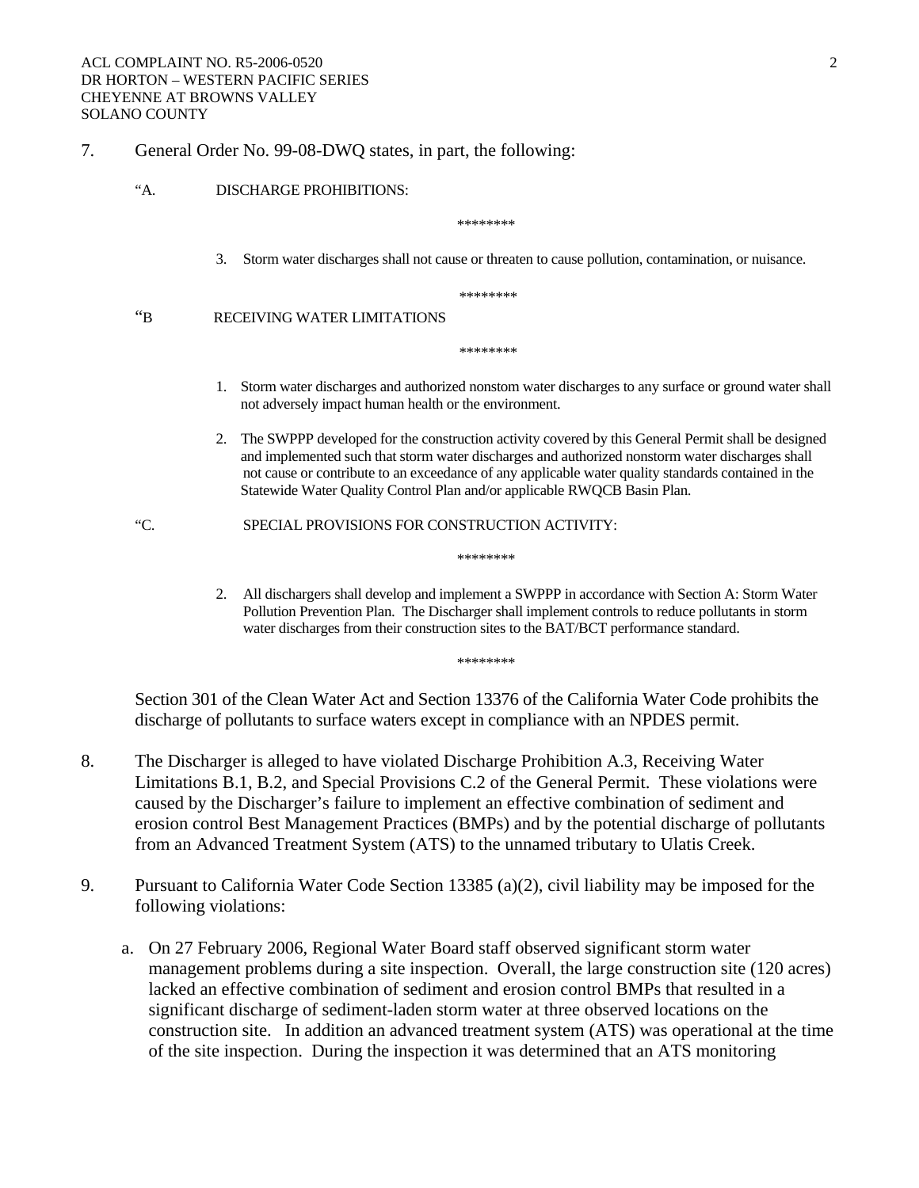7. General Order No. 99-08-DWQ states, in part, the following:

   "A. DISCHARGE PROHIBITIONS:

   ********

   3. Storm water discharges shall not cause or threaten to cause pollution, contamination, or nuisance.

   ********

   "B RECEIVING WATER LIMITATIONS

   ********

   1. Storm water discharges and authorized nonstom water discharges to any surface or ground water shall not adversely impact human health or the environment.

   2. The SWPPP developed for the construction activity covered by this General Permit shall be designed and implemented such that storm water discharges and authorized nonstorm water discharges shall not cause or contribute to an exceedance of any applicable water quality standards contained in the Statewide Water Quality Control Plan and/or applicable RWQCB Basin Plan.

   "C. SPECIAL PROVISIONS FOR CONSTRUCTION ACTIVITY:

   ********

   2. All dischargers shall develop and implement a SWPPP in accordance with Section A: Storm Water Pollution Prevention Plan. The Discharger shall implement controls to reduce pollutants in storm water discharges from their construction sites to the BAT/BCT performance standard.

   ********

   Section 301 of the Clean Water Act and Section 13376 of the California Water Code prohibits the discharge of pollutants to surface waters except in compliance with an NPDES permit.

8. The Discharger is alleged to have violated Discharge Prohibition A.3, Receiving Water Limitations B.1, B.2, and Special Provisions C.2 of the General Permit. These violations were caused by the Discharger's failure to implement an effective combination of sediment and erosion control Best Management Practices (BMPs) and by the potential discharge of pollutants from an Advanced Treatment System (ATS) to the unnamed tributary to Ulatis Creek.

9. Pursuant to California Water Code Section 13385 (a)(2), civil liability may be imposed for the following violations:

   a. On 27 February 2006, Regional Water Board staff observed significant storm water management problems during a site inspection. Overall, the large construction site (120 acres) lacked an effective combination of sediment and erosion control BMPs that resulted in a significant discharge of sediment-laden storm water at three observed locations on the construction site. In addition an advanced treatment system (ATS) was operational at the time of the site inspection. During the inspection it was determined that an ATS monitoring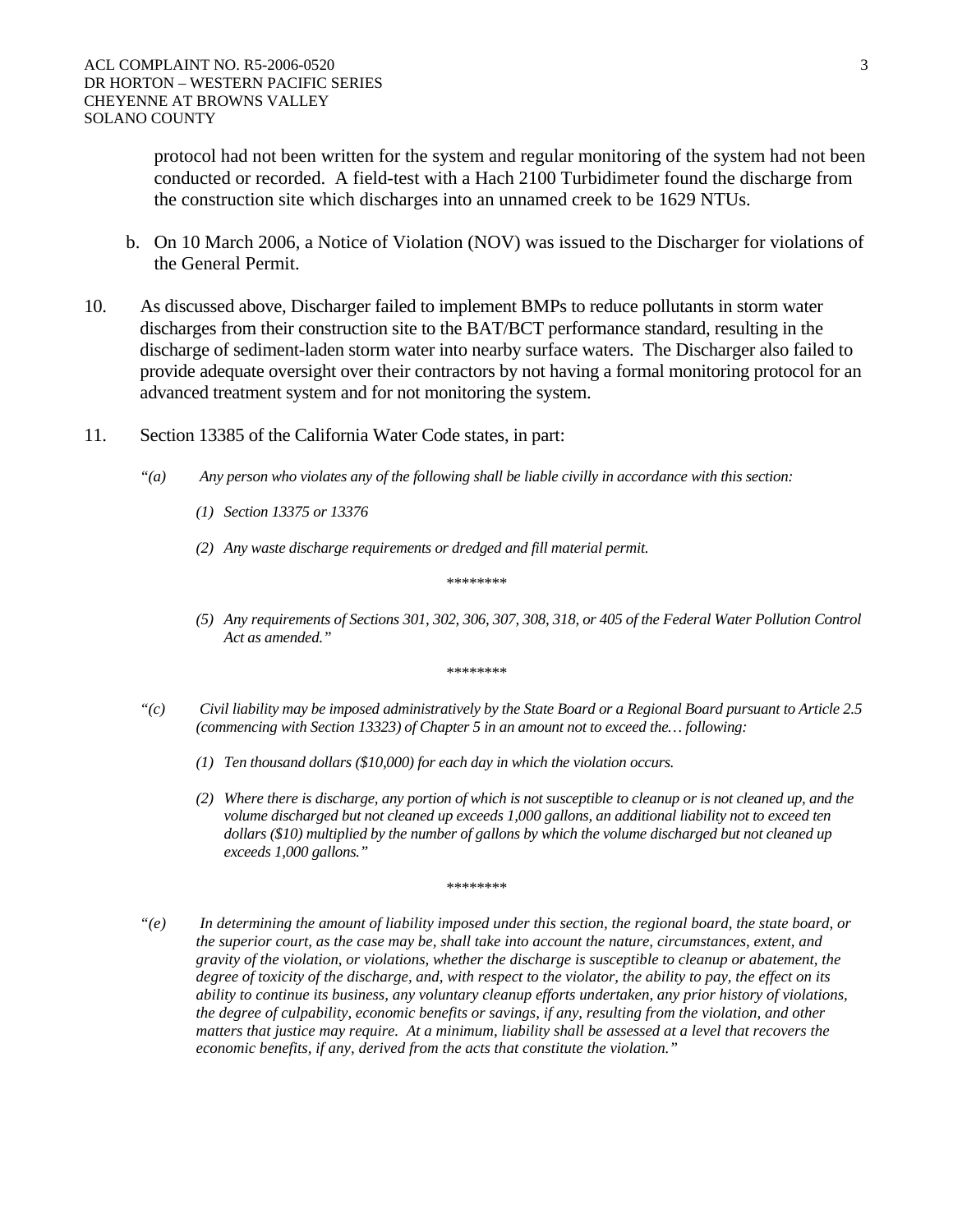protocol had not been written for the system and regular monitoring of the system had not been conducted or recorded. A field-test with a Hach 2100 Turbidimeter found the discharge from the construction site which discharges into an unnamed creek to be 1629 NTUs.

b. On 10 March 2006, a Notice of Violation (NOV) was issued to the Discharger for violations of the General Permit.

10. As discussed above, Discharger failed to implement BMPs to reduce pollutants in storm water discharges from their construction site to the BAT/BCT performance standard, resulting in the discharge of sediment-laden storm water into nearby surface waters. The Discharger also failed to provide adequate oversight over their contractors by not having a formal monitoring protocol for an advanced treatment system and for not monitoring the system.

11. Section 13385 of the California Water Code states, in part:

*"(a) Any person who violates any of the following shall be liable civilly in accordance with this section:*

*(1) Section 13375 or 13376*

*(2) Any waste discharge requirements or dredged and fill material permit.*

\*\*\*\*\*\*\*\*

*(5) Any requirements of Sections 301, 302, 306, 307, 308, 318, or 405 of the Federal Water Pollution Control Act as amended."*

\*\*\*\*\*\*\*\*

*"(c) Civil liability may be imposed administratively by the State Board or a Regional Board pursuant to Article 2.5 (commencing with Section 13323) of Chapter 5 in an amount not to exceed the… following:*

*(1) Ten thousand dollars ($10,000) for each day in which the violation occurs.*

*(2) Where there is discharge, any portion of which is not susceptible to cleanup or is not cleaned up, and the volume discharged but not cleaned up exceeds 1,000 gallons, an additional liability not to exceed ten dollars ($10) multiplied by the number of gallons by which the volume discharged but not cleaned up exceeds 1,000 gallons."*

\*\*\*\*\*\*\*\*

*"(e) In determining the amount of liability imposed under this section, the regional board, the state board, or the superior court, as the case may be, shall take into account the nature, circumstances, extent, and gravity of the violation, or violations, whether the discharge is susceptible to cleanup or abatement, the degree of toxicity of the discharge, and, with respect to the violator, the ability to pay, the effect on its ability to continue its business, any voluntary cleanup efforts undertaken, any prior history of violations, the degree of culpability, economic benefits or savings, if any, resulting from the violation, and other matters that justice may require. At a minimum, liability shall be assessed at a level that recovers the economic benefits, if any, derived from the acts that constitute the violation."*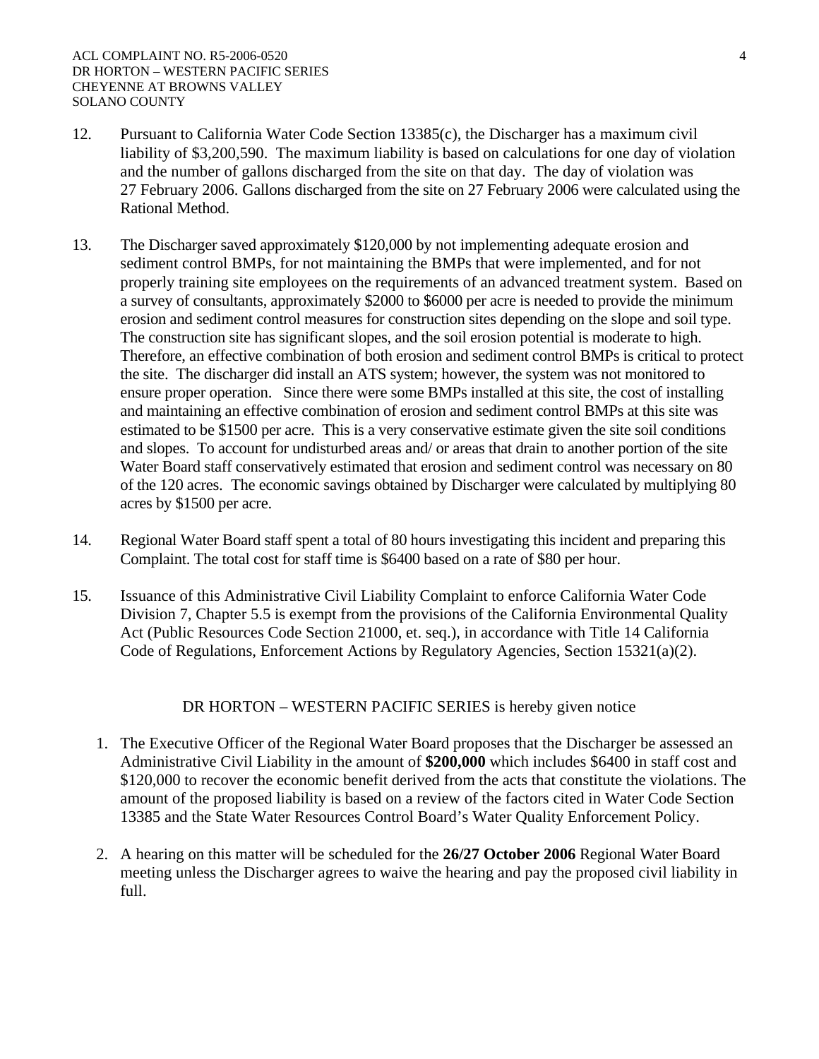12. Pursuant to California Water Code Section 13385(c), the Discharger has a maximum civil liability of $3,200,590. The maximum liability is based on calculations for one day of violation and the number of gallons discharged from the site on that day. The day of violation was 27 February 2006. Gallons discharged from the site on 27 February 2006 were calculated using the Rational Method.

13. The Discharger saved approximately $120,000 by not implementing adequate erosion and sediment control BMPs, for not maintaining the BMPs that were implemented, and for not properly training site employees on the requirements of an advanced treatment system. Based on a survey of consultants, approximately $2000 to $6000 per acre is needed to provide the minimum erosion and sediment control measures for construction sites depending on the slope and soil type. The construction site has significant slopes, and the soil erosion potential is moderate to high. Therefore, an effective combination of both erosion and sediment control BMPs is critical to protect the site. The discharger did install an ATS system; however, the system was not monitored to ensure proper operation. Since there were some BMPs installed at this site, the cost of installing and maintaining an effective combination of erosion and sediment control BMPs at this site was estimated to be $1500 per acre. This is a very conservative estimate given the site soil conditions and slopes. To account for undisturbed areas and/ or areas that drain to another portion of the site Water Board staff conservatively estimated that erosion and sediment control was necessary on 80 of the 120 acres. The economic savings obtained by Discharger were calculated by multiplying 80 acres by $1500 per acre.

14. Regional Water Board staff spent a total of 80 hours investigating this incident and preparing this Complaint. The total cost for staff time is $6400 based on a rate of $80 per hour.

15. Issuance of this Administrative Civil Liability Complaint to enforce California Water Code Division 7, Chapter 5.5 is exempt from the provisions of the California Environmental Quality Act (Public Resources Code Section 21000, et. seq.), in accordance with Title 14 California Code of Regulations, Enforcement Actions by Regulatory Agencies, Section 15321(a)(2).

DR HORTON – WESTERN PACIFIC SERIES is hereby given notice

1. The Executive Officer of the Regional Water Board proposes that the Discharger be assessed an Administrative Civil Liability in the amount of **$200,000** which includes $6400 in staff cost and $120,000 to recover the economic benefit derived from the acts that constitute the violations. The amount of the proposed liability is based on a review of the factors cited in Water Code Section 13385 and the State Water Resources Control Board's Water Quality Enforcement Policy.

2. A hearing on this matter will be scheduled for the **26/27 October 2006** Regional Water Board meeting unless the Discharger agrees to waive the hearing and pay the proposed civil liability in full.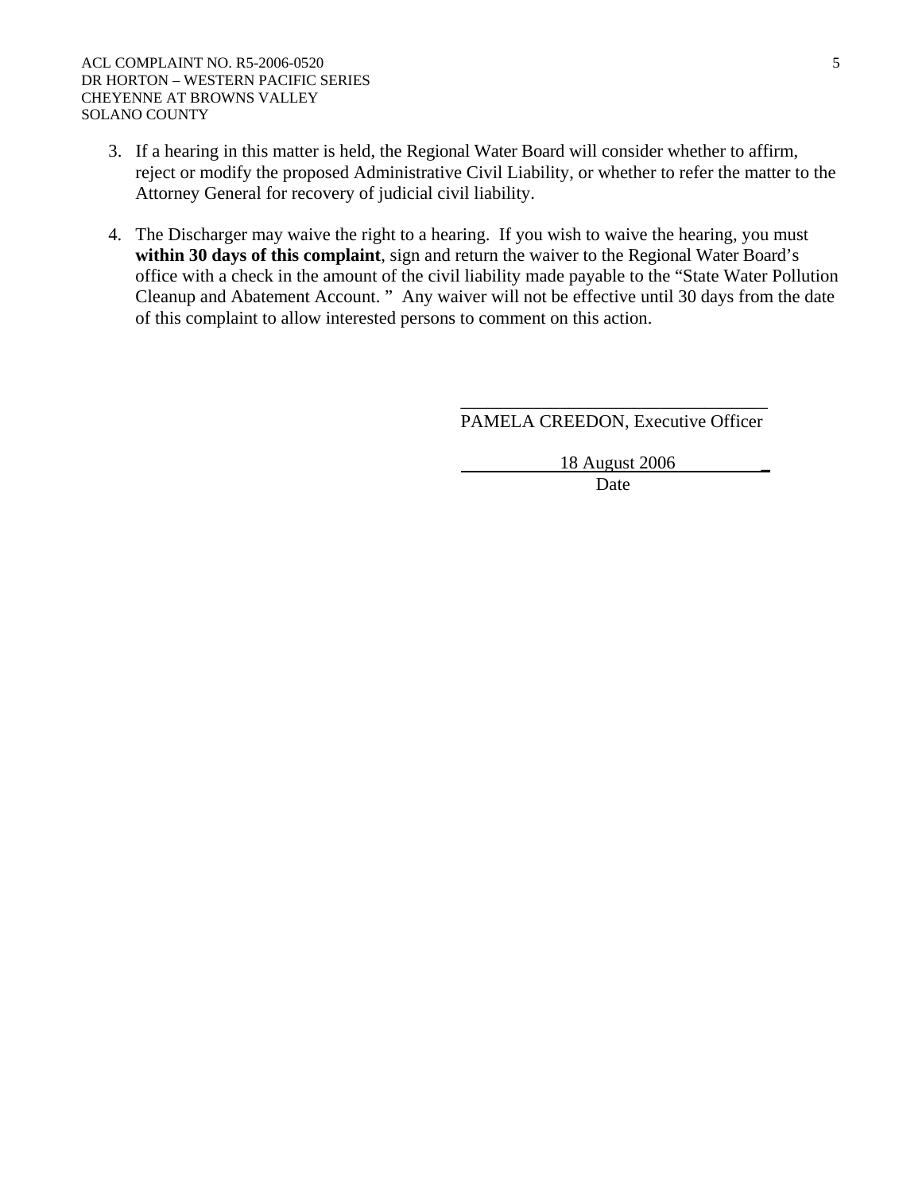3. If a hearing in this matter is held, the Regional Water Board will consider whether to affirm, reject or modify the proposed Administrative Civil Liability, or whether to refer the matter to the Attorney General for recovery of judicial civil liability.

4. The Discharger may waive the right to a hearing. If you wish to waive the hearing, you must **within 30 days of this complaint**, sign and return the waiver to the Regional Water Board's office with a check in the amount of the civil liability made payable to the "State Water Pollution Cleanup and Abatement Account. " Any waiver will not be effective until 30 days from the date of this complaint to allow interested persons to comment on this action.

PAMELA CREEDON, Executive Officer

18 August 2006

Date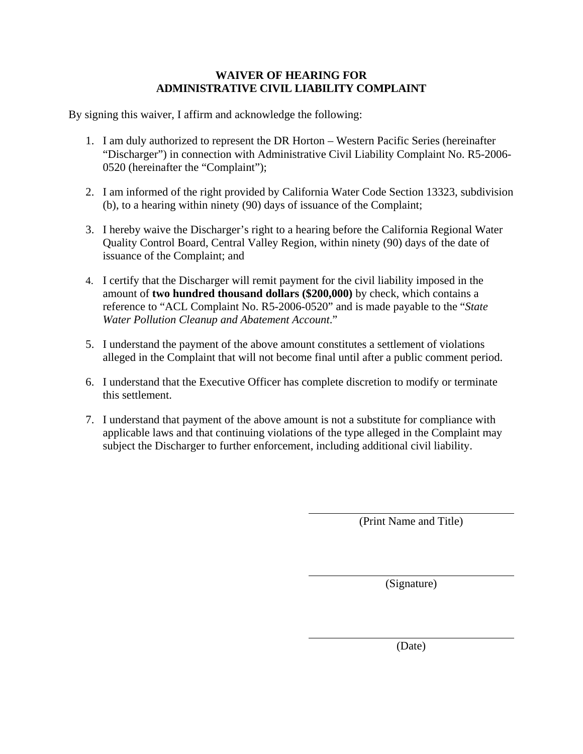**WAIVER OF HEARING FOR**
**ADMINISTRATIVE CIVIL LIABILITY COMPLAINT**

By signing this waiver, I affirm and acknowledge the following:

1. I am duly authorized to represent the DR Horton – Western Pacific Series (hereinafter "Discharger") in connection with Administrative Civil Liability Complaint No. R5-2006-0520 (hereinafter the "Complaint");

2. I am informed of the right provided by California Water Code Section 13323, subdivision (b), to a hearing within ninety (90) days of issuance of the Complaint;

3. I hereby waive the Discharger's right to a hearing before the California Regional Water Quality Control Board, Central Valley Region, within ninety (90) days of the date of issuance of the Complaint; and

4. I certify that the Discharger will remit payment for the civil liability imposed in the amount of **two hundred thousand dollars ($200,000)** by check, which contains a reference to "ACL Complaint No. R5-2006-0520" and is made payable to the "*State Water Pollution Cleanup and Abatement Account*."

5. I understand the payment of the above amount constitutes a settlement of violations alleged in the Complaint that will not become final until after a public comment period.

6. I understand that the Executive Officer has complete discretion to modify or terminate this settlement.

7. I understand that payment of the above amount is not a substitute for compliance with applicable laws and that continuing violations of the type alleged in the Complaint may subject the Discharger to further enforcement, including additional civil liability.

\_\_\_\_\_\_\_\_\_\_\_\_\_\_\_\_\_\_\_\_\_\_\_\_\_\_\_\_\_\_\_\_
(Print Name and Title)

\_\_\_\_\_\_\_\_\_\_\_\_\_\_\_\_\_\_\_\_\_\_\_\_\_\_\_\_\_\_\_\_
(Signature)

\_\_\_\_\_\_\_\_\_\_\_\_\_\_\_\_\_\_\_\_\_\_\_\_\_\_\_\_\_\_\_\_
(Date)